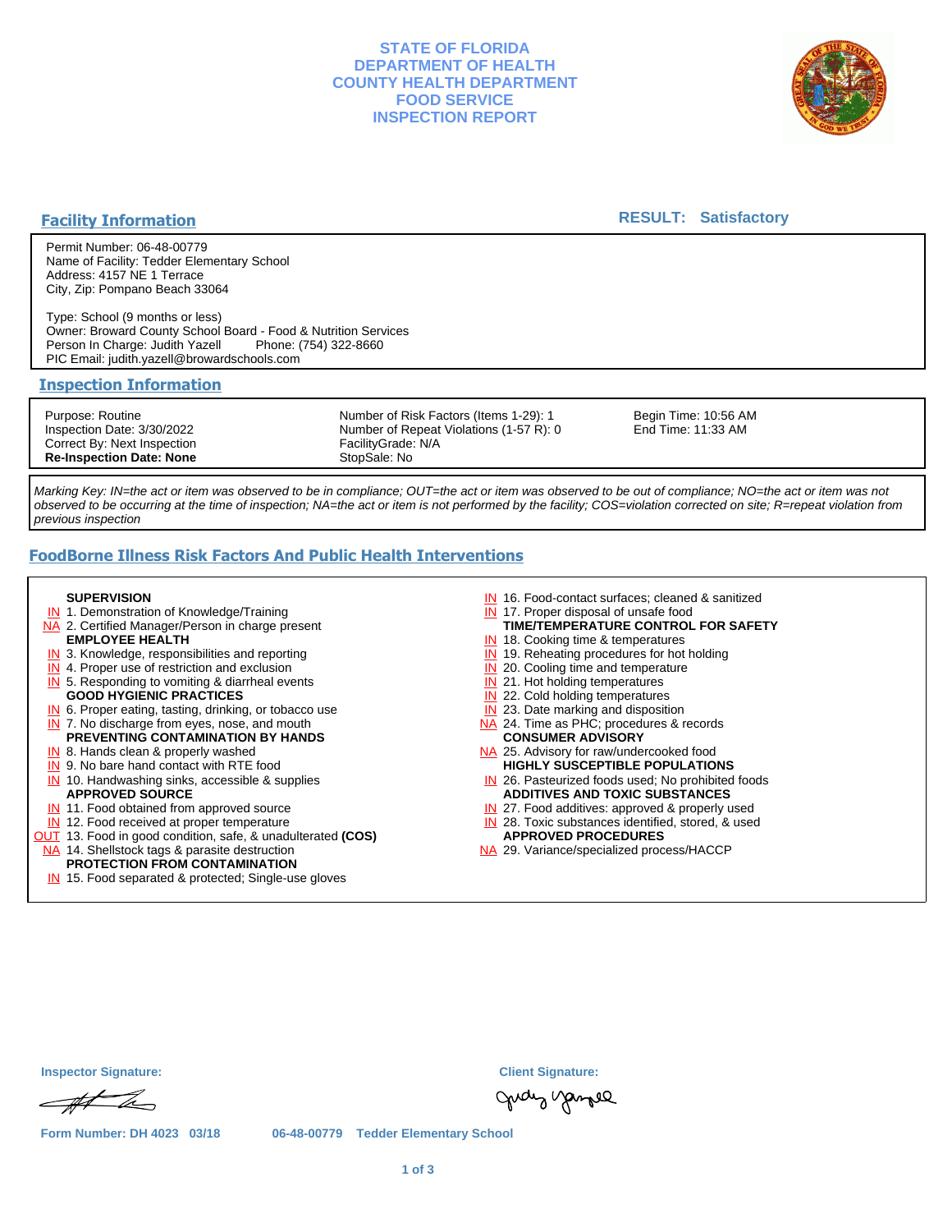# STATE OF FLORIDA
# DEPARTMENT OF HEALTH
# COUNTY HEALTH DEPARTMENT
# FOOD SERVICE
# INSPECTION REPORT

## Facility Information

**RESULT: Satisfactory**

Permit Number: 06-48-00779
Name of Facility: Tedder Elementary School
Address: 4157 NE 1 Terrace
City, Zip: Pompano Beach 33064

Type: School (9 months or less)
Owner: Broward County School Board - Food & Nutrition Services
Person In Charge: Judith Yazell Phone: (754) 322-8660
PIC Email: judith.yazell@browardschools.com

## Inspection Information

Purpose: Routine
Inspection Date: 3/30/2022
Correct By: Next Inspection
**Re-Inspection Date: None**

Number of Risk Factors (Items 1-29): 1
Number of Repeat Violations (1-57 R): 0
FacilityGrade: N/A
StopSale: No

Begin Time: 10:56 AM
End Time: 11:33 AM

*Marking Key: IN=the act or item was observed to be in compliance; OUT=the act or item was observed to be out of compliance; NO=the act or item was not observed to be occurring at the time of inspection; NA=the act or item is not performed by the facility; COS=violation corrected on site; R=repeat violation from previous inspection*

## FoodBorne Illness Risk Factors And Public Health Interventions

**SUPERVISION**
- IN 1. Demonstration of Knowledge/Training
- NA 2. Certified Manager/Person in charge present

**EMPLOYEE HEALTH**
- IN 3. Knowledge, responsibilities and reporting
- IN 4. Proper use of restriction and exclusion
- IN 5. Responding to vomiting & diarrheal events

**GOOD HYGIENIC PRACTICES**
- IN 6. Proper eating, tasting, drinking, or tobacco use
- IN 7. No discharge from eyes, nose, and mouth

**PREVENTING CONTAMINATION BY HANDS**
- IN 8. Hands clean & properly washed
- IN 9. No bare hand contact with RTE food
- IN 10. Handwashing sinks, accessible & supplies

**APPROVED SOURCE**
- IN 11. Food obtained from approved source
- IN 12. Food received at proper temperature
- OUT 13. Food in good condition, safe, & unadulterated **(COS)**
- NA 14. Shellstock tags & parasite destruction

**PROTECTION FROM CONTAMINATION**
- IN 15. Food separated & protected; Single-use gloves
- IN 16. Food-contact surfaces; cleaned & sanitized
- IN 17. Proper disposal of unsafe food

**TIME/TEMPERATURE CONTROL FOR SAFETY**
- IN 18. Cooking time & temperatures
- IN 19. Reheating procedures for hot holding
- IN 20. Cooling time and temperature
- IN 21. Hot holding temperatures
- IN 22. Cold holding temperatures
- IN 23. Date marking and disposition
- NA 24. Time as PHC; procedures & records

**CONSUMER ADVISORY**
- NA 25. Advisory for raw/undercooked food

**HIGHLY SUSCEPTIBLE POPULATIONS**
- IN 26. Pasteurized foods used; No prohibited foods

**ADDITIVES AND TOXIC SUBSTANCES**
- IN 27. Food additives: approved & properly used
- IN 28. Toxic substances identified, stored, & used

**APPROVED PROCEDURES**
- NA 29. Variance/specialized process/HACCP

**Inspector Signature:**

**Client Signature:**

Form Number: DH 4023 03/18 06-48-00779 Tedder Elementary School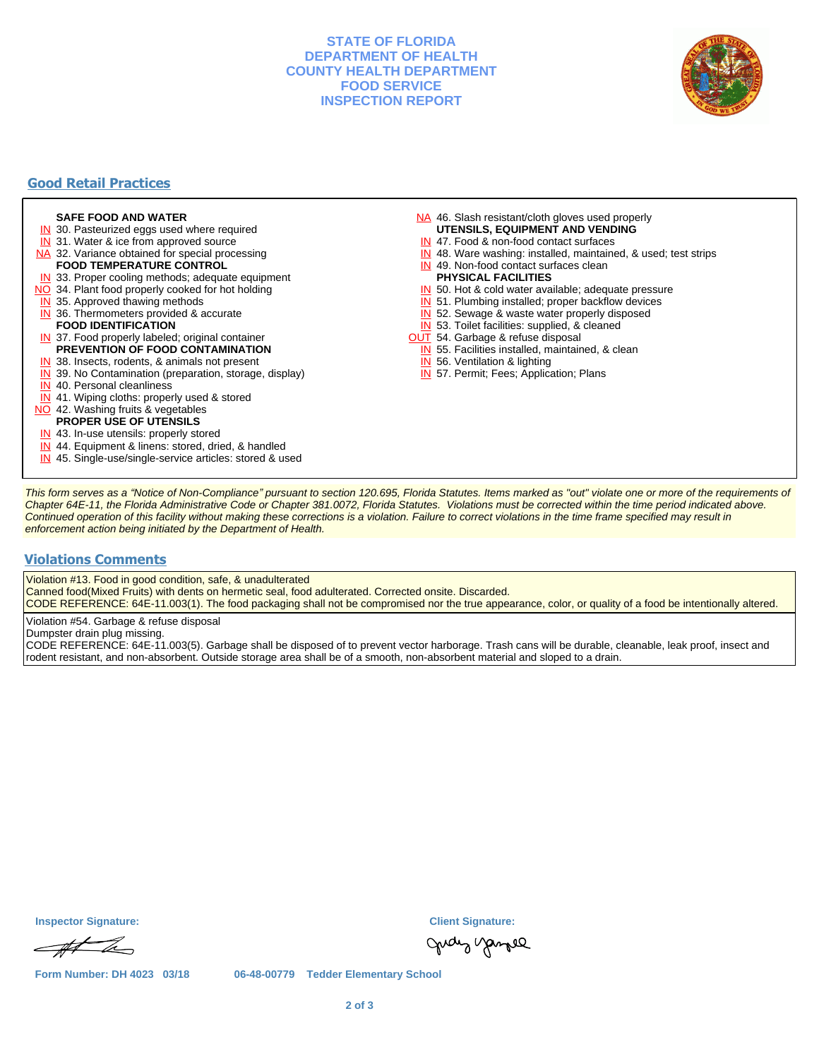# STATE OF FLORIDA
# DEPARTMENT OF HEALTH
# COUNTY HEALTH DEPARTMENT
# FOOD SERVICE
# INSPECTION REPORT

## Good Retail Practices

**SAFE FOOD AND WATER**

- IN 30. Pasteurized eggs used where required
- IN 31. Water & ice from approved source
- NA 32. Variance obtained for special processing

**FOOD TEMPERATURE CONTROL**

- IN 33. Proper cooling methods; adequate equipment
- NO 34. Plant food properly cooked for hot holding
- IN 35. Approved thawing methods
- IN 36. Thermometers provided & accurate

**FOOD IDENTIFICATION**

- IN 37. Food properly labeled; original container

**PREVENTION OF FOOD CONTAMINATION**

- IN 38. Insects, rodents, & animals not present
- IN 39. No Contamination (preparation, storage, display)
- IN 40. Personal cleanliness
- IN 41. Wiping cloths: properly used & stored
- NO 42. Washing fruits & vegetables

**PROPER USE OF UTENSILS**

- IN 43. In-use utensils: properly stored
- IN 44. Equipment & linens: stored, dried, & handled
- IN 45. Single-use/single-service articles: stored & used
- NA 46. Slash resistant/cloth gloves used properly

**UTENSILS, EQUIPMENT AND VENDING**

- IN 47. Food & non-food contact surfaces
- IN 48. Ware washing: installed, maintained, & used; test strips
- IN 49. Non-food contact surfaces clean

**PHYSICAL FACILITIES**

- IN 50. Hot & cold water available; adequate pressure
- IN 51. Plumbing installed; proper backflow devices
- IN 52. Sewage & waste water properly disposed
- IN 53. Toilet facilities: supplied, & cleaned
- OUT 54. Garbage & refuse disposal
- IN 55. Facilities installed, maintained, & clean
- IN 56. Ventilation & lighting
- IN 57. Permit; Fees; Application; Plans

*This form serves as a "Notice of Non-Compliance" pursuant to section 120.695, Florida Statutes. Items marked as "out" violate one or more of the requirements of Chapter 64E-11, the Florida Administrative Code or Chapter 381.0072, Florida Statutes. Violations must be corrected within the time period indicated above. Continued operation of this facility without making these corrections is a violation. Failure to correct violations in the time frame specified may result in enforcement action being initiated by the Department of Health.*

## Violations Comments

Violation #13. Food in good condition, safe, & unadulterated
Canned food(Mixed Fruits) with dents on hermetic seal, food adulterated. Corrected onsite. Discarded.
CODE REFERENCE: 64E-11.003(1). The food packaging shall not be compromised nor the true appearance, color, or quality of a food be intentionally altered.

Violation #54. Garbage & refuse disposal
Dumpster drain plug missing.
CODE REFERENCE: 64E-11.003(5). Garbage shall be disposed of to prevent vector harborage. Trash cans will be durable, cleanable, leak proof, insect and rodent resistant, and non-absorbent. Outside storage area shall be of a smooth, non-absorbent material and sloped to a drain.

**Inspector Signature:** [signature]

**Client Signature:** Judy Yangel

**Form Number: DH 4023 03/18** 06-48-00779 Tedder Elementary School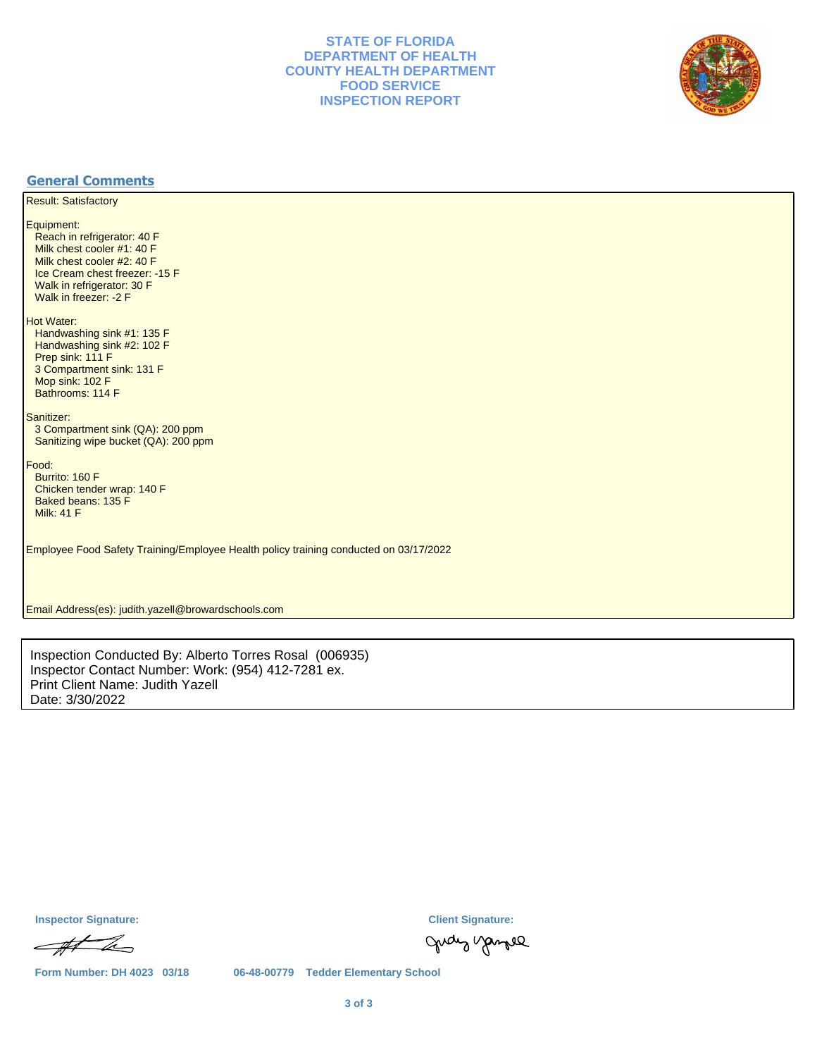STATE OF FLORIDA
DEPARTMENT OF HEALTH
COUNTY HEALTH DEPARTMENT
FOOD SERVICE
INSPECTION REPORT

## General Comments

Result: Satisfactory

Equipment:
- Reach in refrigerator: 40 F
- Milk chest cooler #1: 40 F
- Milk chest cooler #2: 40 F
- Ice Cream chest freezer: -15 F
- Walk in refrigerator: 30 F
- Walk in freezer: -2 F

Hot Water:
- Handwashing sink #1: 135 F
- Handwashing sink #2: 102 F
- Prep sink: 111 F
- 3 Compartment sink: 131 F
- Mop sink: 102 F
- Bathrooms: 114 F

Sanitizer:
- 3 Compartment sink (QA): 200 ppm
- Sanitizing wipe bucket (QA): 200 ppm

Food:
- Burrito: 160 F
- Chicken tender wrap: 140 F
- Baked beans: 135 F
- Milk: 41 F

Employee Food Safety Training/Employee Health policy training conducted on 03/17/2022

Email Address(es): judith.yazell@browardschools.com

Inspection Conducted By: Alberto Torres Rosal (006935)
Inspector Contact Number: Work: (954) 412-7281 ex.
Print Client Name: Judith Yazell
Date: 3/30/2022

**Inspector Signature:**

**Client Signature:**

Form Number: DH 4023 03/18 06-48-00779 Tedder Elementary School